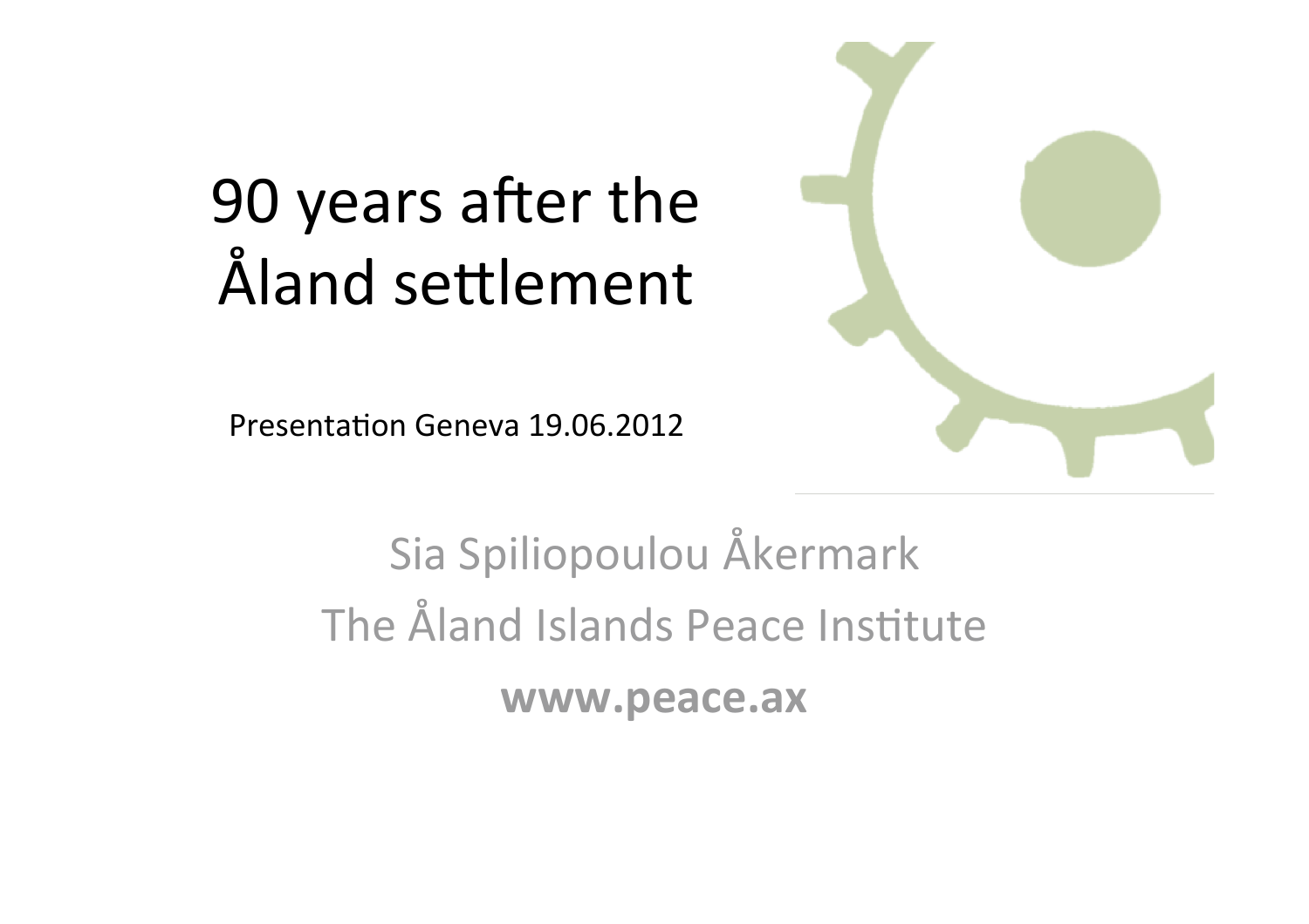# 90 years after the Åland settlement

Presentation Geneva 19.06.2012

Sia Spiliopoulou Åkermark

The Åland Islands Peace Institute

**www.peace.ax**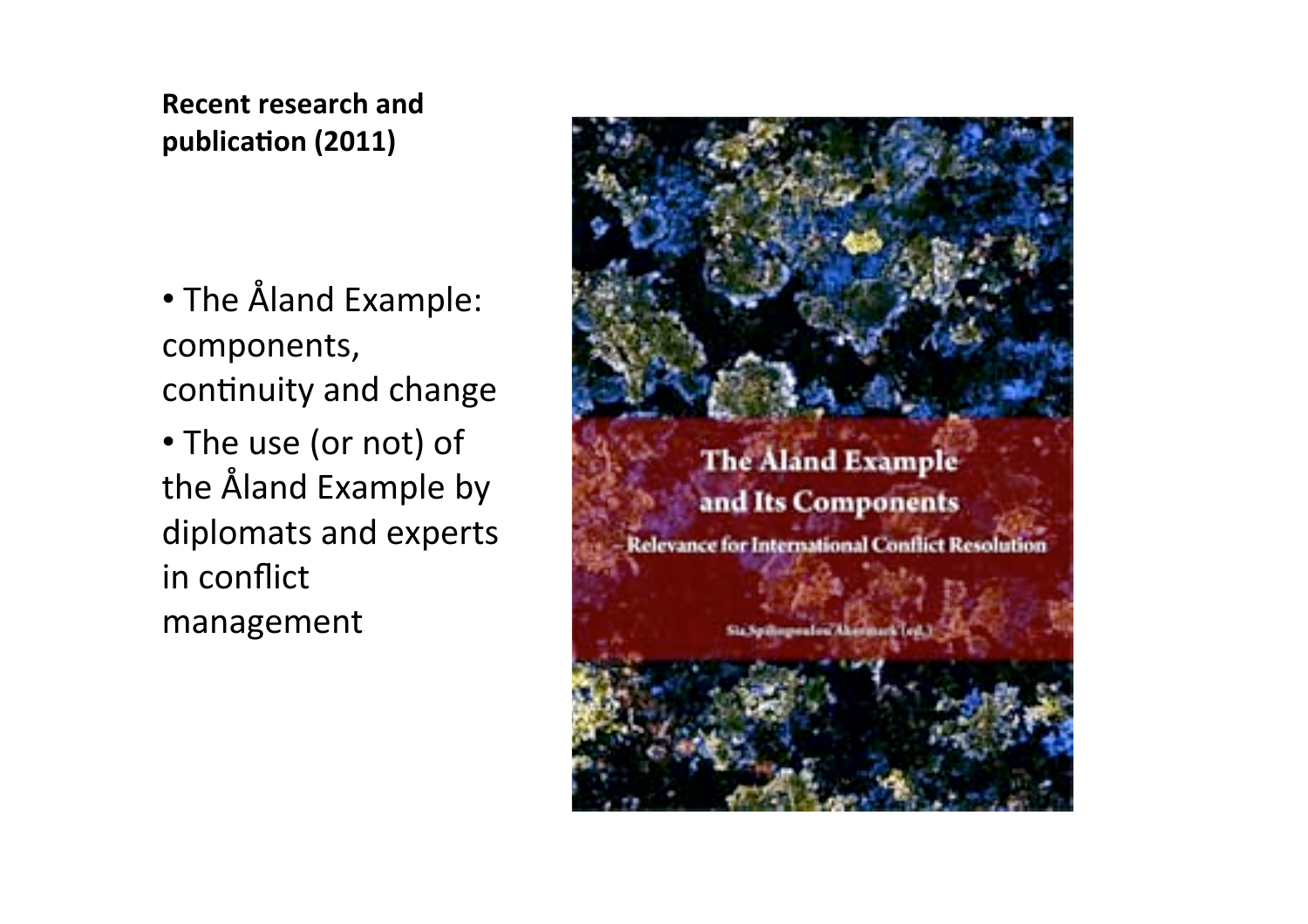**Recent research and publication (2011)**

- The Åland Example: components, continuity and change
- The use (or not) of the Åland Example by diplomats and experts in conflict management

The Åland Example and Its Components – Relevance for International Conflict Resolution

Sia Spiliopoulou Åkermark (ed.)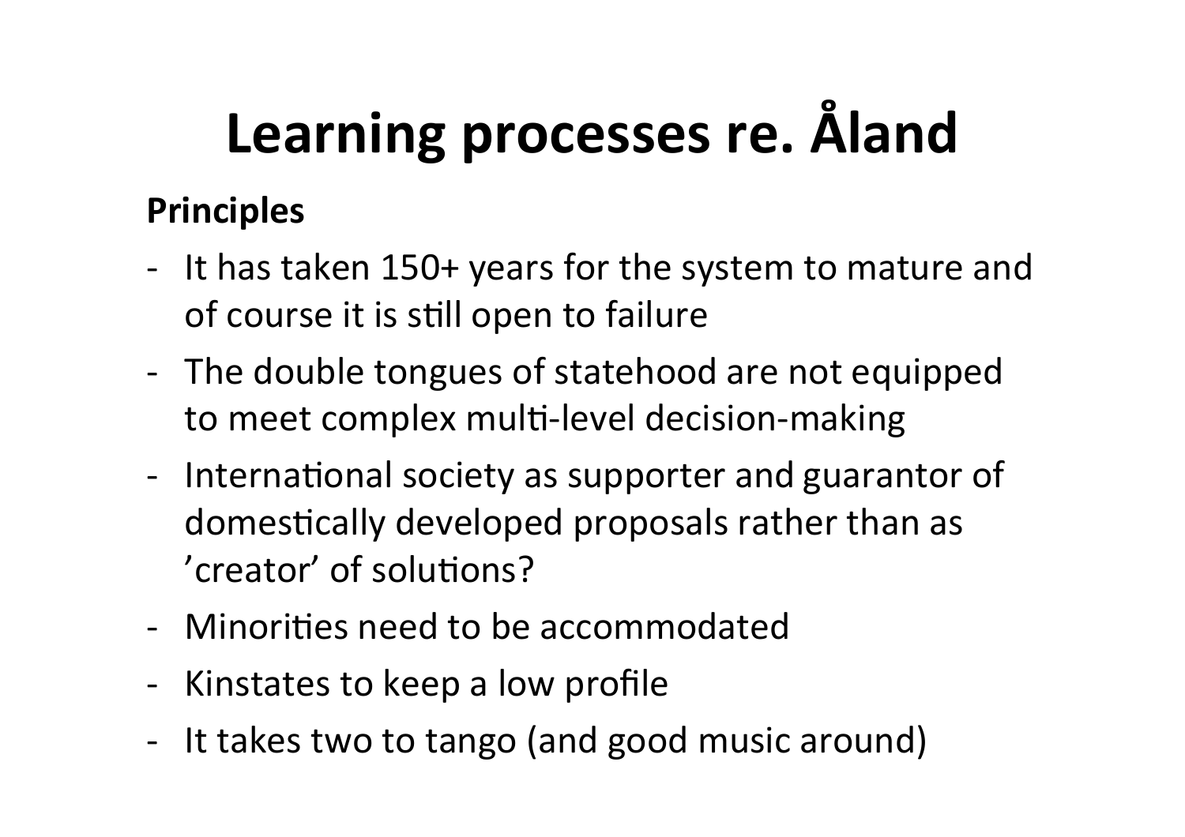# Learning processes re. Åland

**Principles**

- It has taken 150+ years for the system to mature and of course it is still open to failure
- The double tongues of statehood are not equipped to meet complex multi-level decision-making
- International society as supporter and guarantor of domestically developed proposals rather than as 'creator' of solutions?
- Minorities need to be accommodated
- Kinstates to keep a low profile
- It takes two to tango (and good music around)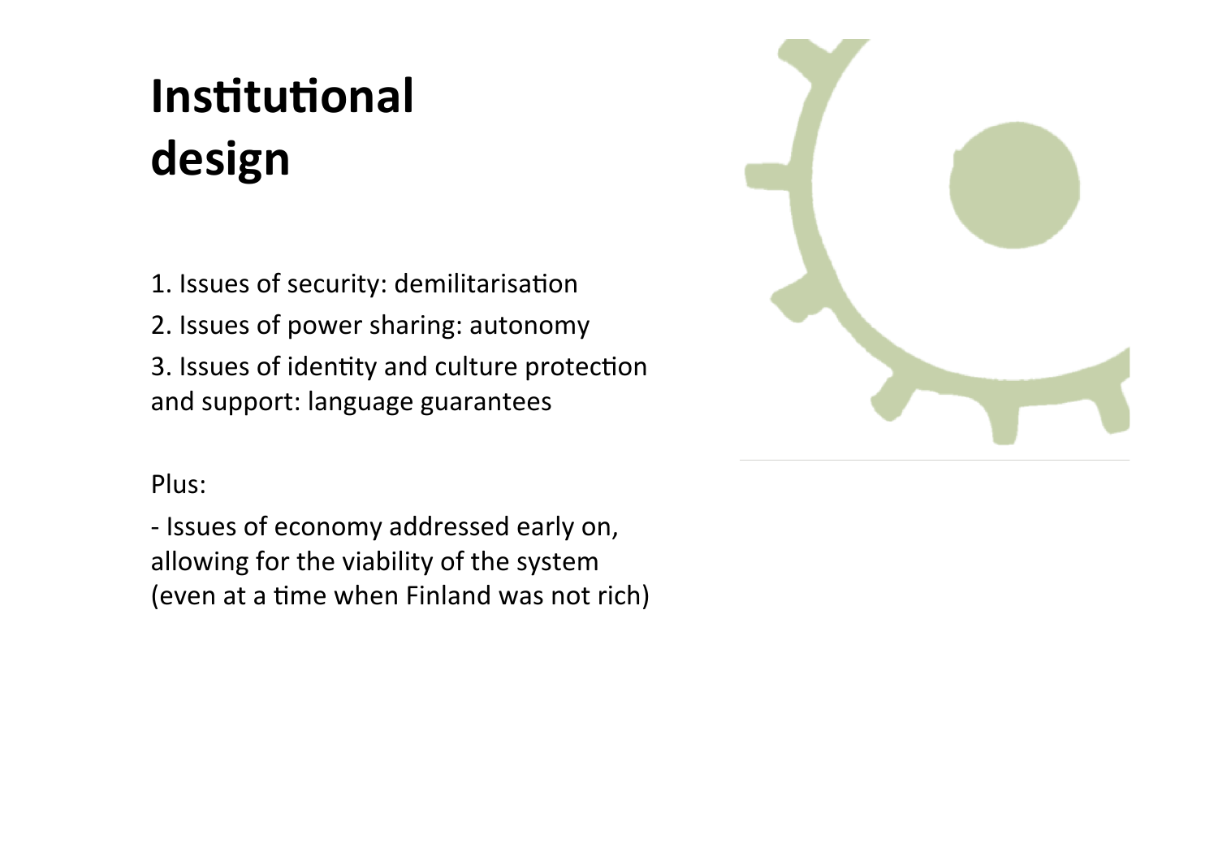# Institutional design

1. Issues of security: demilitarisation
2. Issues of power sharing: autonomy
3. Issues of identity and culture protection and support: language guarantees

Plus:

- Issues of economy addressed early on, allowing for the viability of the system (even at a time when Finland was not rich)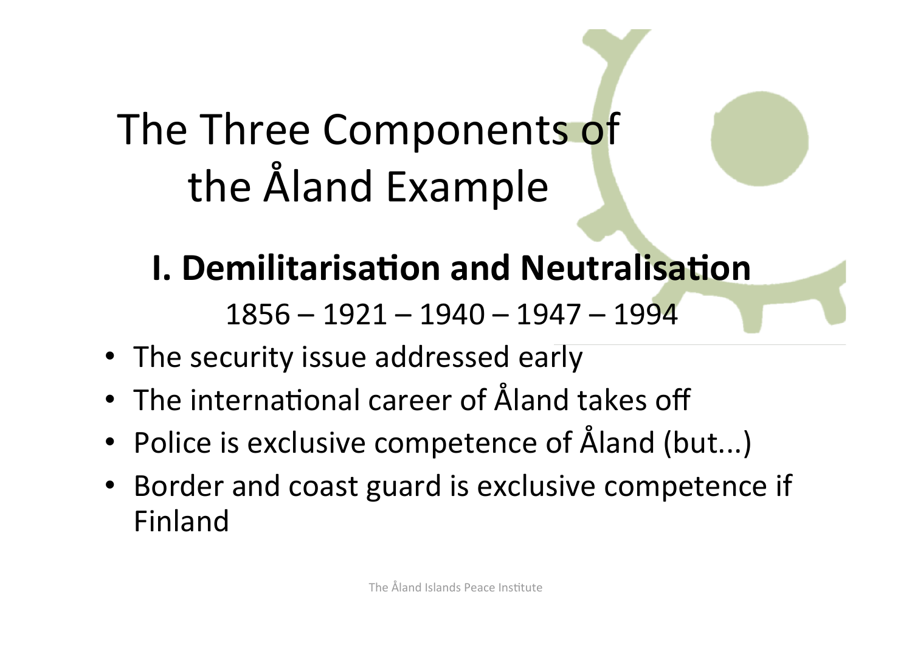# The Three Components of the Åland Example

## I. Demilitarisation and Neutralisation

1856 – 1921 – 1940 – 1947 – 1994

- The security issue addressed early
- The international career of Åland takes off
- Police is exclusive competence of Åland (but...)
- Border and coast guard is exclusive competence if Finland

The Åland Islands Peace Institute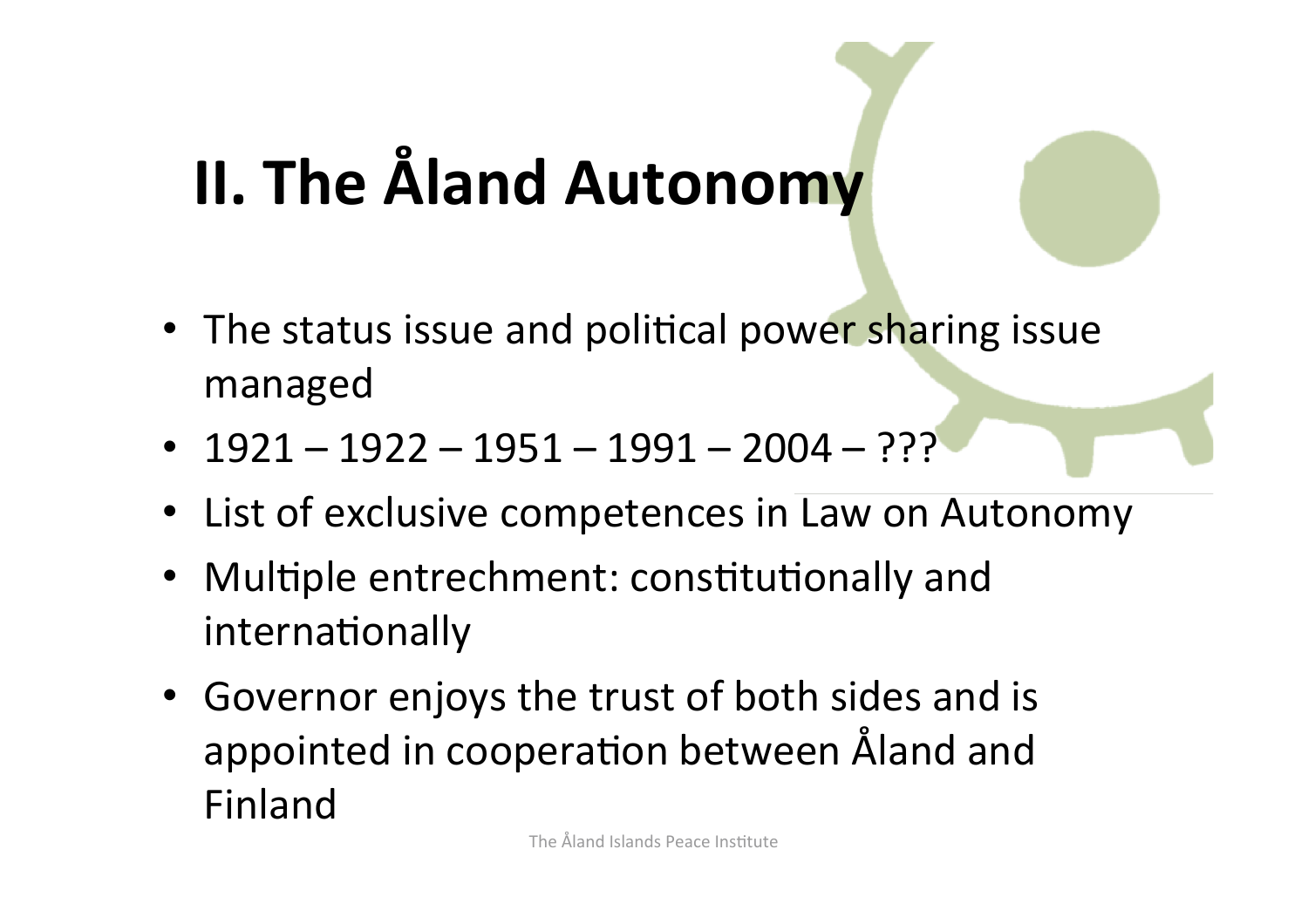# II. The Åland Autonomy

- The status issue and political power sharing issue managed
- 1921 – 1922 – 1951 – 1991 – 2004 – ???
- List of exclusive competences in Law on Autonomy
- Multiple entrechment: constitutionally and internationally
- Governor enjoys the trust of both sides and is appointed in cooperation between Åland and Finland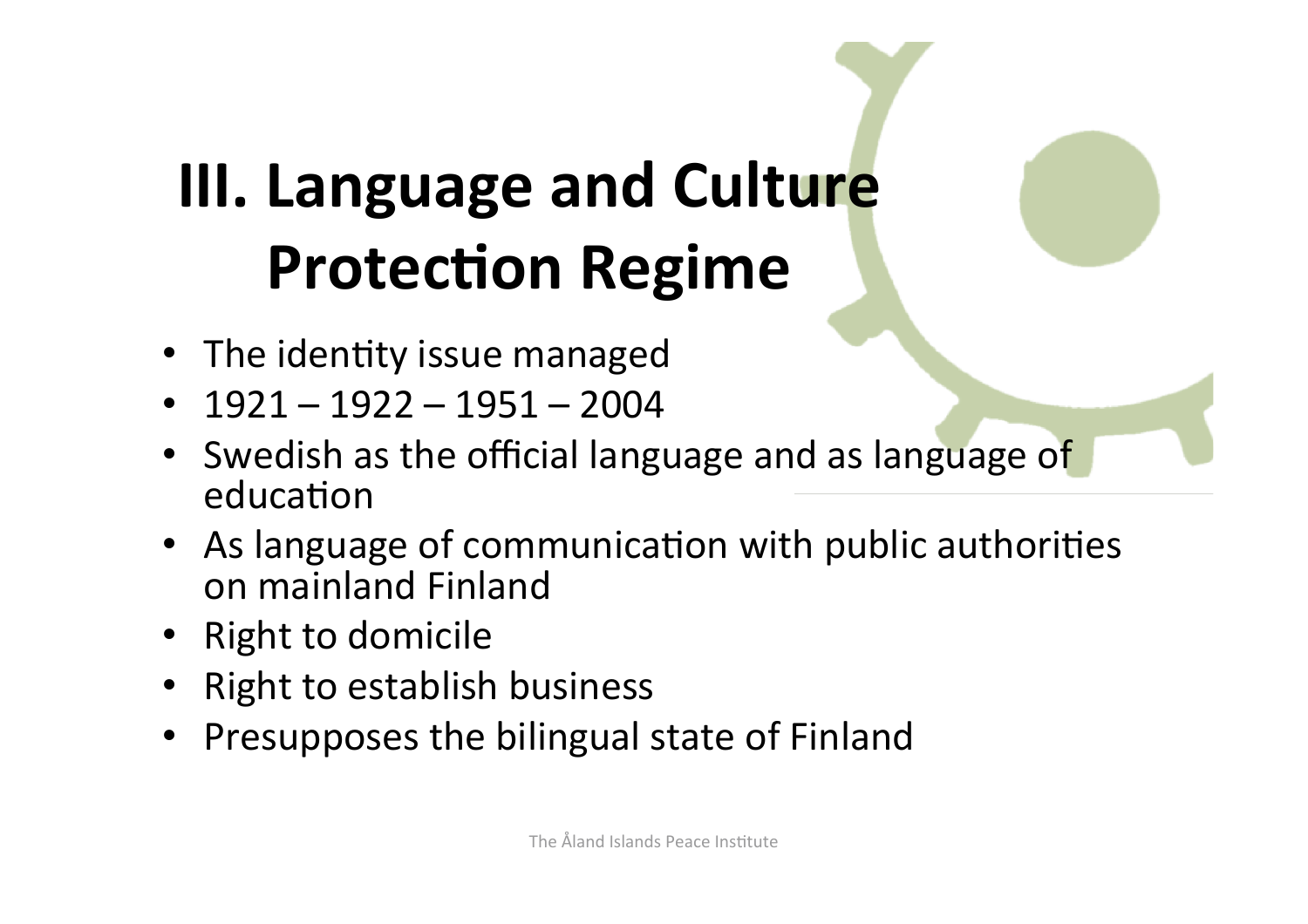# III. Language and Culture Protection Regime

- The identity issue managed
- 1921 – 1922 – 1951 – 2004
- Swedish as the official language and as language of education
- As language of communication with public authorities on mainland Finland
- Right to domicile
- Right to establish business
- Presupposes the bilingual state of Finland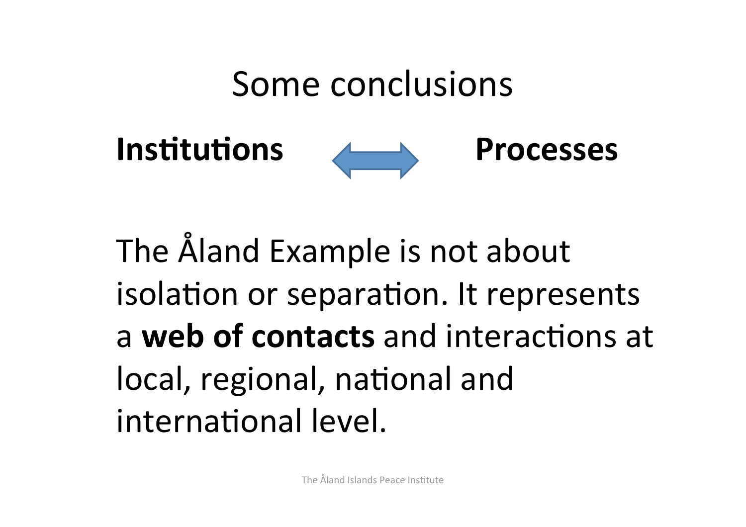# Some conclusions

**Institutions** ⟺ **Processes**

The Åland Example is not about isolation or separation. It represents a **web of contacts** and interactions at local, regional, national and international level.